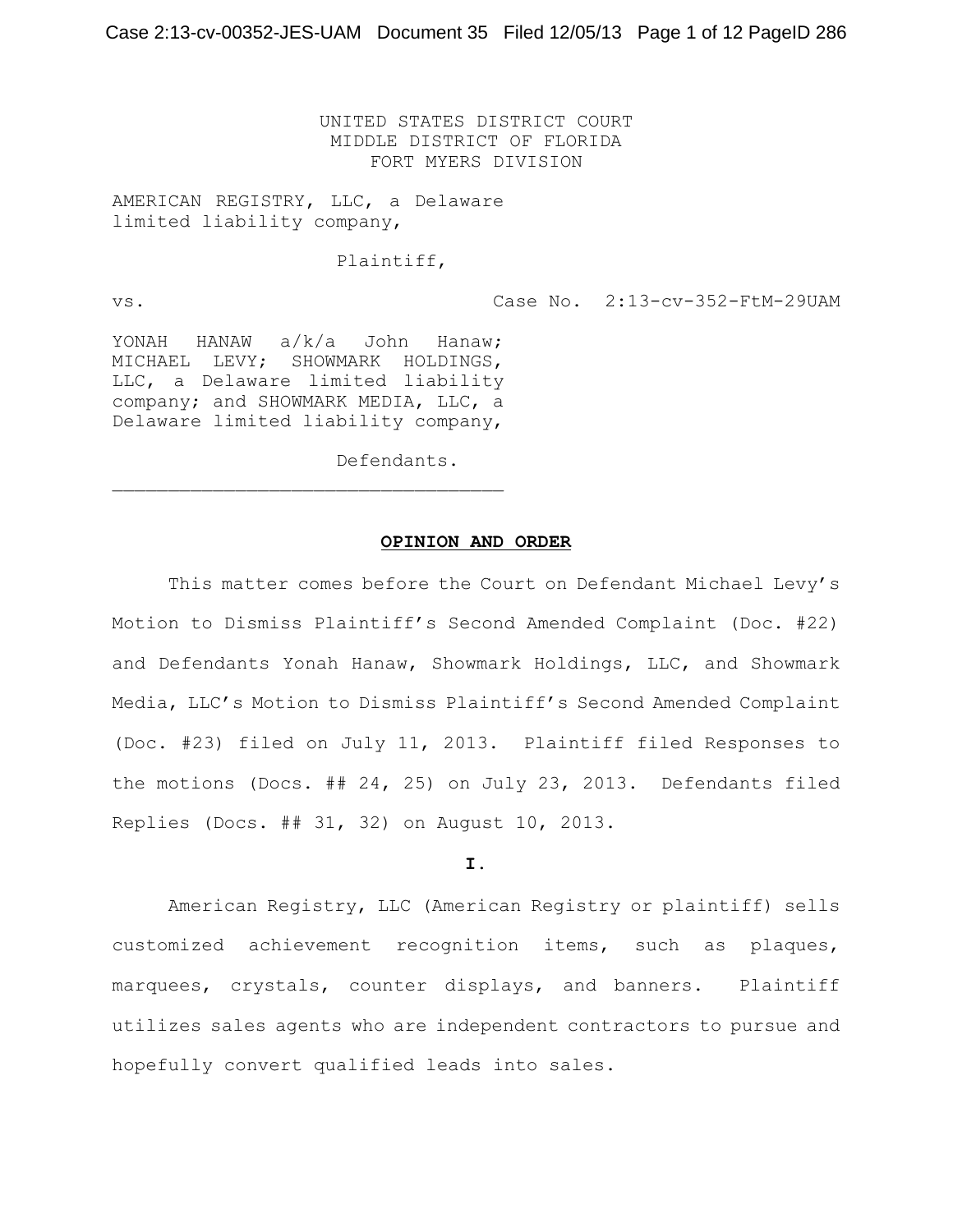UNITED STATES DISTRICT COURT
MIDDLE DISTRICT OF FLORIDA
FORT MYERS DIVISION

AMERICAN REGISTRY, LLC, a Delaware limited liability company,

Plaintiff,

vs. Case No. 2:13-cv-352-FtM-29UAM

YONAH HANAW a/k/a John Hanaw; MICHAEL LEVY; SHOWMARK HOLDINGS, LLC, a Delaware limited liability company; and SHOWMARK MEDIA, LLC, a Delaware limited liability company,

Defendants.

___________________________________

**OPINION AND ORDER**

This matter comes before the Court on Defendant Michael Levy's Motion to Dismiss Plaintiff's Second Amended Complaint (Doc. #22) and Defendants Yonah Hanaw, Showmark Holdings, LLC, and Showmark Media, LLC's Motion to Dismiss Plaintiff's Second Amended Complaint (Doc. #23) filed on July 11, 2013. Plaintiff filed Responses to the motions (Docs. ## 24, 25) on July 23, 2013. Defendants filed Replies (Docs. ## 31, 32) on August 10, 2013.

**I.**

American Registry, LLC (American Registry or plaintiff) sells customized achievement recognition items, such as plaques, marquees, crystals, counter displays, and banners. Plaintiff utilizes sales agents who are independent contractors to pursue and hopefully convert qualified leads into sales.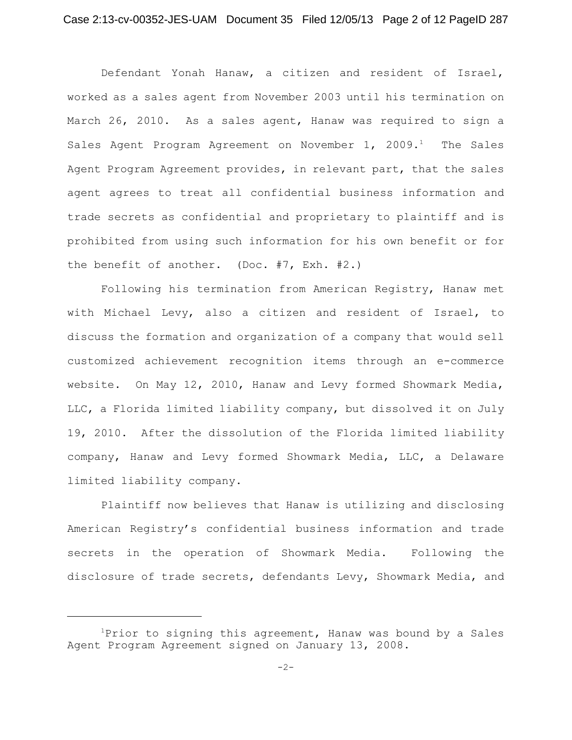Defendant Yonah Hanaw, a citizen and resident of Israel, worked as a sales agent from November 2003 until his termination on March 26, 2010. As a sales agent, Hanaw was required to sign a Sales Agent Program Agreement on November 1, 2009.[1] The Sales Agent Program Agreement provides, in relevant part, that the sales agent agrees to treat all confidential business information and trade secrets as confidential and proprietary to plaintiff and is prohibited from using such information for his own benefit or for the benefit of another. (Doc. #7, Exh. #2.)

Following his termination from American Registry, Hanaw met with Michael Levy, also a citizen and resident of Israel, to discuss the formation and organization of a company that would sell customized achievement recognition items through an e-commerce website. On May 12, 2010, Hanaw and Levy formed Showmark Media, LLC, a Florida limited liability company, but dissolved it on July 19, 2010. After the dissolution of the Florida limited liability company, Hanaw and Levy formed Showmark Media, LLC, a Delaware limited liability company.

Plaintiff now believes that Hanaw is utilizing and disclosing American Registry's confidential business information and trade secrets in the operation of Showmark Media. Following the disclosure of trade secrets, defendants Levy, Showmark Media, and

---

[1] Prior to signing this agreement, Hanaw was bound by a Sales Agent Program Agreement signed on January 13, 2008.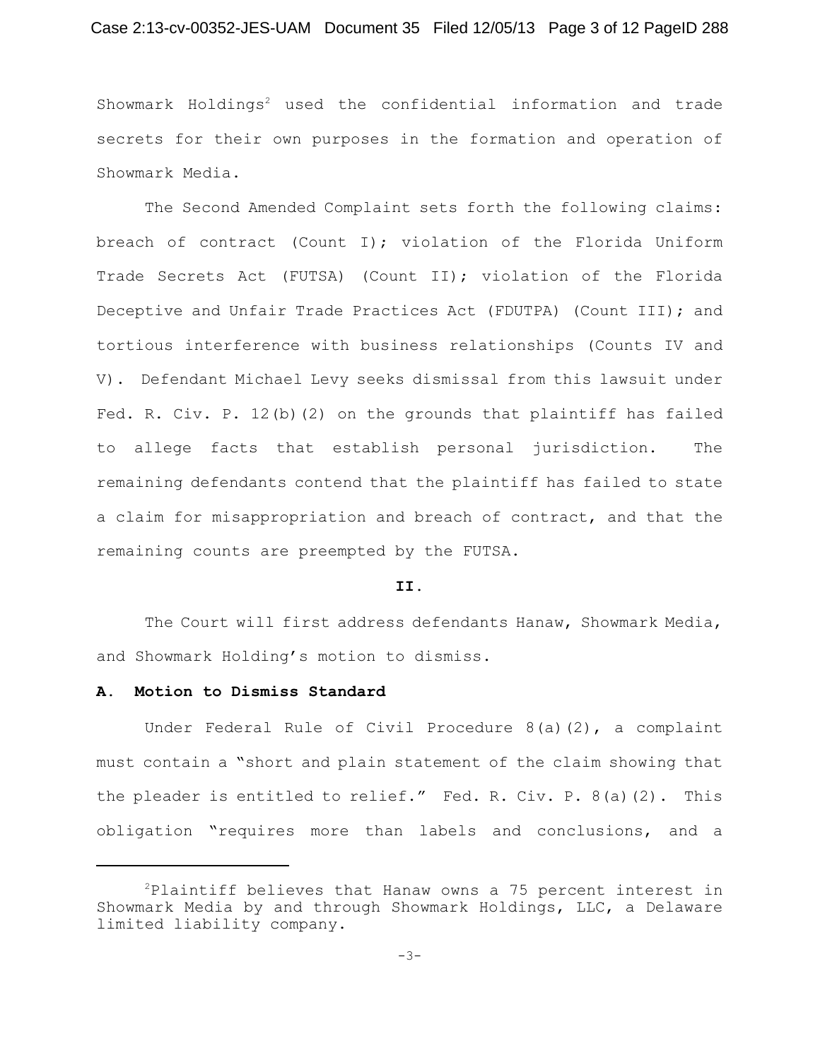Showmark Holdings[2] used the confidential information and trade secrets for their own purposes in the formation and operation of Showmark Media.

The Second Amended Complaint sets forth the following claims: breach of contract (Count I); violation of the Florida Uniform Trade Secrets Act (FUTSA) (Count II); violation of the Florida Deceptive and Unfair Trade Practices Act (FDUTPA) (Count III); and tortious interference with business relationships (Counts IV and V). Defendant Michael Levy seeks dismissal from this lawsuit under Fed. R. Civ. P. 12(b)(2) on the grounds that plaintiff has failed to allege facts that establish personal jurisdiction. The remaining defendants contend that the plaintiff has failed to state a claim for misappropriation and breach of contract, and that the remaining counts are preempted by the FUTSA.

## II.

The Court will first address defendants Hanaw, Showmark Media, and Showmark Holding's motion to dismiss.

### A. Motion to Dismiss Standard

Under Federal Rule of Civil Procedure 8(a)(2), a complaint must contain a "short and plain statement of the claim showing that the pleader is entitled to relief." Fed. R. Civ. P. 8(a)(2). This obligation "requires more than labels and conclusions, and a

---

[2]Plaintiff believes that Hanaw owns a 75 percent interest in Showmark Media by and through Showmark Holdings, LLC, a Delaware limited liability company.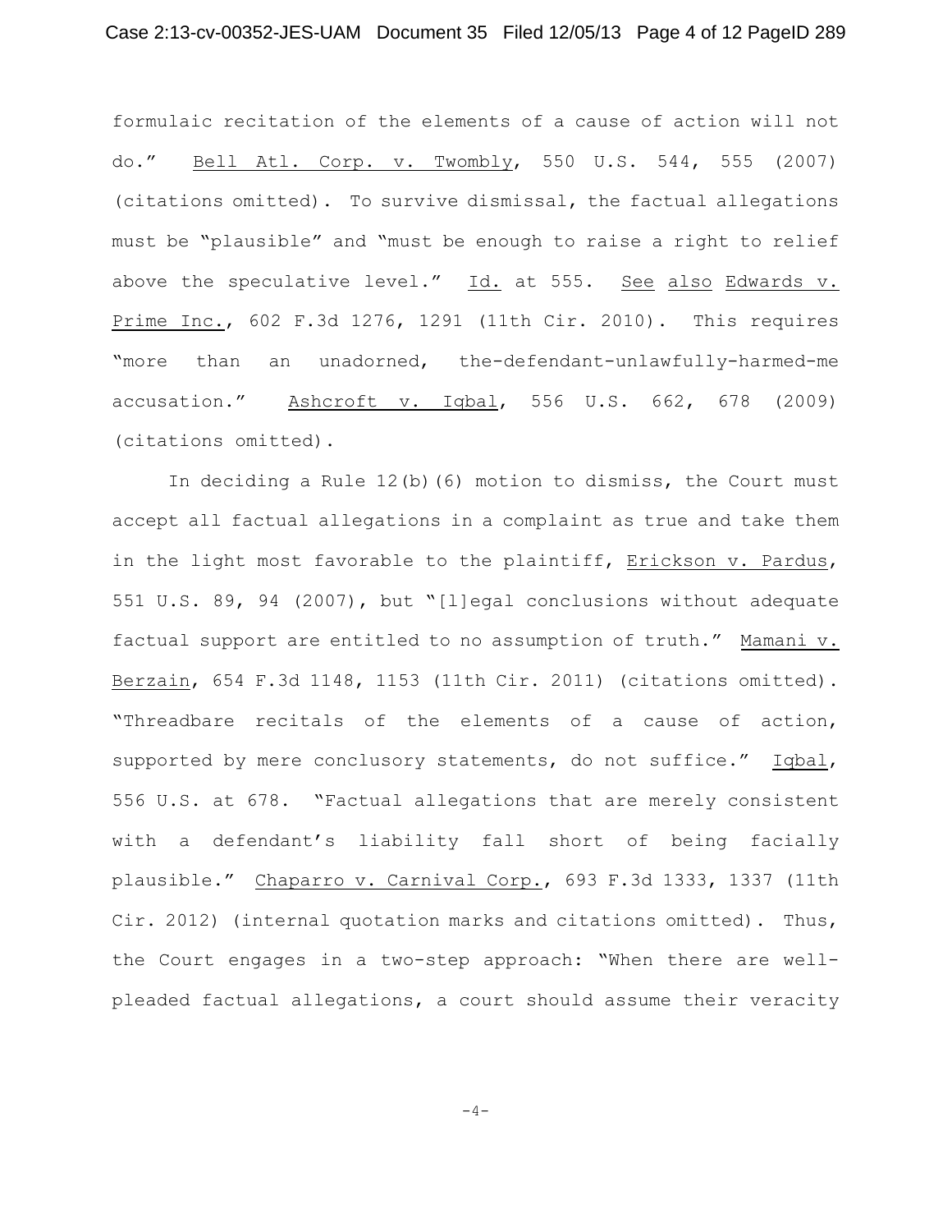formulaic recitation of the elements of a cause of action will not do." Bell Atl. Corp. v. Twombly, 550 U.S. 544, 555 (2007) (citations omitted). To survive dismissal, the factual allegations must be "plausible" and "must be enough to raise a right to relief above the speculative level." Id. at 555. See also Edwards v. Prime Inc., 602 F.3d 1276, 1291 (11th Cir. 2010). This requires "more than an unadorned, the-defendant-unlawfully-harmed-me accusation." Ashcroft v. Iqbal, 556 U.S. 662, 678 (2009) (citations omitted).

In deciding a Rule 12(b)(6) motion to dismiss, the Court must accept all factual allegations in a complaint as true and take them in the light most favorable to the plaintiff, Erickson v. Pardus, 551 U.S. 89, 94 (2007), but "[l]egal conclusions without adequate factual support are entitled to no assumption of truth." Mamani v. Berzain, 654 F.3d 1148, 1153 (11th Cir. 2011) (citations omitted). "Threadbare recitals of the elements of a cause of action, supported by mere conclusory statements, do not suffice." Iqbal, 556 U.S. at 678. "Factual allegations that are merely consistent with a defendant's liability fall short of being facially plausible." Chaparro v. Carnival Corp., 693 F.3d 1333, 1337 (11th Cir. 2012) (internal quotation marks and citations omitted). Thus, the Court engages in a two-step approach: "When there are well-pleaded factual allegations, a court should assume their veracity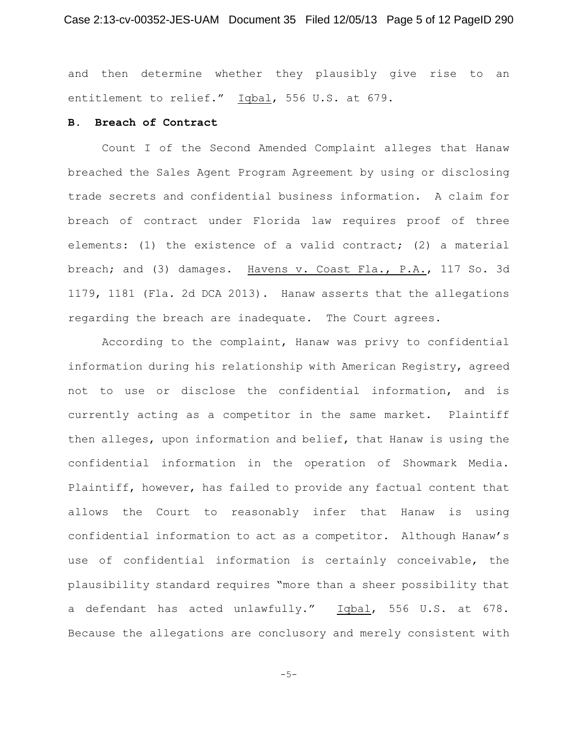and then determine whether they plausibly give rise to an entitlement to relief." Iqbal, 556 U.S. at 679.

**B. Breach of Contract**

Count I of the Second Amended Complaint alleges that Hanaw breached the Sales Agent Program Agreement by using or disclosing trade secrets and confidential business information. A claim for breach of contract under Florida law requires proof of three elements: (1) the existence of a valid contract; (2) a material breach; and (3) damages. Havens v. Coast Fla., P.A., 117 So. 3d 1179, 1181 (Fla. 2d DCA 2013). Hanaw asserts that the allegations regarding the breach are inadequate. The Court agrees.

According to the complaint, Hanaw was privy to confidential information during his relationship with American Registry, agreed not to use or disclose the confidential information, and is currently acting as a competitor in the same market. Plaintiff then alleges, upon information and belief, that Hanaw is using the confidential information in the operation of Showmark Media. Plaintiff, however, has failed to provide any factual content that allows the Court to reasonably infer that Hanaw is using confidential information to act as a competitor. Although Hanaw's use of confidential information is certainly conceivable, the plausibility standard requires "more than a sheer possibility that a defendant has acted unlawfully." Iqbal, 556 U.S. at 678. Because the allegations are conclusory and merely consistent with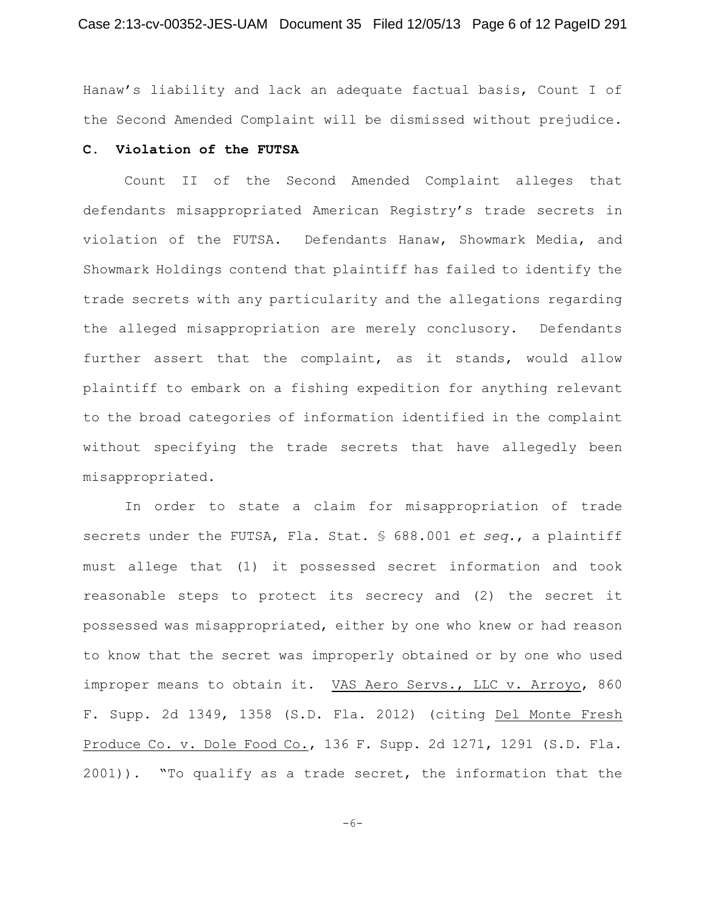Hanaw's liability and lack an adequate factual basis, Count I of the Second Amended Complaint will be dismissed without prejudice.

**C. Violation of the FUTSA**

Count II of the Second Amended Complaint alleges that defendants misappropriated American Registry's trade secrets in violation of the FUTSA. Defendants Hanaw, Showmark Media, and Showmark Holdings contend that plaintiff has failed to identify the trade secrets with any particularity and the allegations regarding the alleged misappropriation are merely conclusory. Defendants further assert that the complaint, as it stands, would allow plaintiff to embark on a fishing expedition for anything relevant to the broad categories of information identified in the complaint without specifying the trade secrets that have allegedly been misappropriated.

In order to state a claim for misappropriation of trade secrets under the FUTSA, Fla. Stat. § 688.001 *et seq.*, a plaintiff must allege that (1) it possessed secret information and took reasonable steps to protect its secrecy and (2) the secret it possessed was misappropriated, either by one who knew or had reason to know that the secret was improperly obtained or by one who used improper means to obtain it. VAS Aero Servs., LLC v. Arroyo, 860 F. Supp. 2d 1349, 1358 (S.D. Fla. 2012) (citing Del Monte Fresh Produce Co. v. Dole Food Co., 136 F. Supp. 2d 1271, 1291 (S.D. Fla. 2001)). "To qualify as a trade secret, the information that the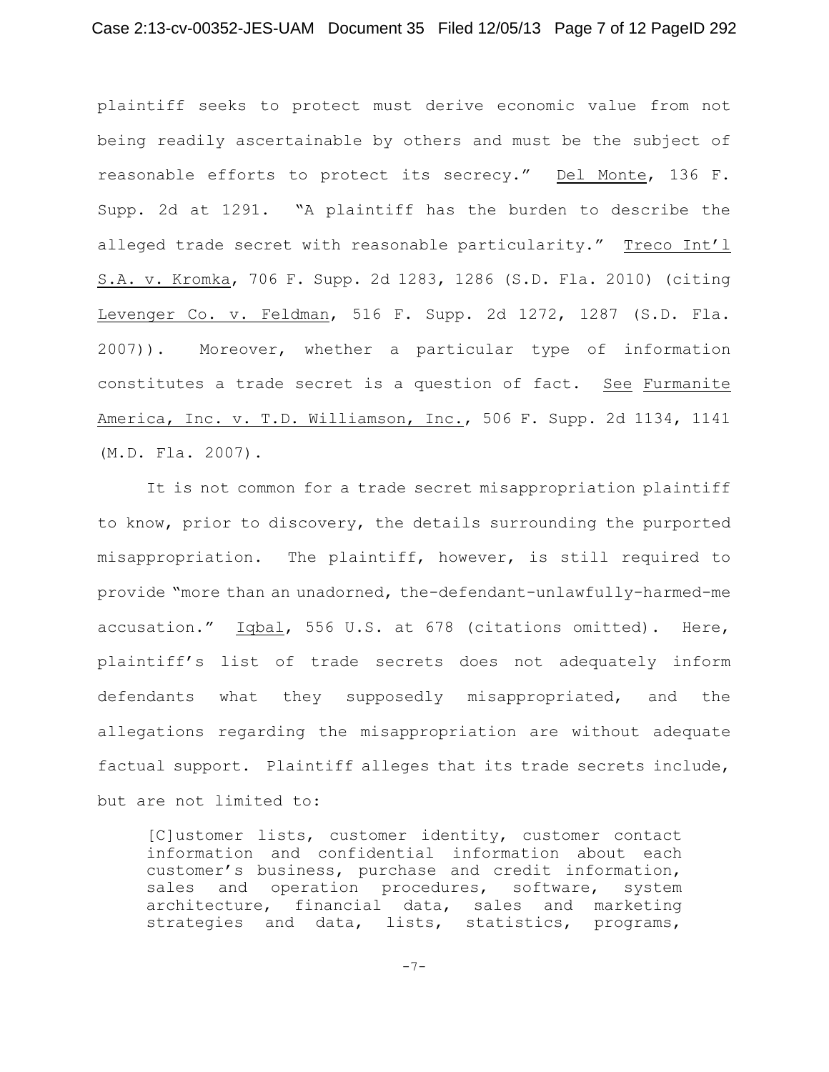plaintiff seeks to protect must derive economic value from not being readily ascertainable by others and must be the subject of reasonable efforts to protect its secrecy." Del Monte, 136 F. Supp. 2d at 1291. "A plaintiff has the burden to describe the alleged trade secret with reasonable particularity." Treco Int'l S.A. v. Kromka, 706 F. Supp. 2d 1283, 1286 (S.D. Fla. 2010) (citing Levenger Co. v. Feldman, 516 F. Supp. 2d 1272, 1287 (S.D. Fla. 2007)). Moreover, whether a particular type of information constitutes a trade secret is a question of fact. See Furmanite America, Inc. v. T.D. Williamson, Inc., 506 F. Supp. 2d 1134, 1141 (M.D. Fla. 2007).

It is not common for a trade secret misappropriation plaintiff to know, prior to discovery, the details surrounding the purported misappropriation. The plaintiff, however, is still required to provide "more than an unadorned, the-defendant-unlawfully-harmed-me accusation." Iqbal, 556 U.S. at 678 (citations omitted). Here, plaintiff's list of trade secrets does not adequately inform defendants what they supposedly misappropriated, and the allegations regarding the misappropriation are without adequate factual support. Plaintiff alleges that its trade secrets include, but are not limited to:

> [C]ustomer lists, customer identity, customer contact information and confidential information about each customer's business, purchase and credit information, sales and operation procedures, software, system architecture, financial data, sales and marketing strategies and data, lists, statistics, programs,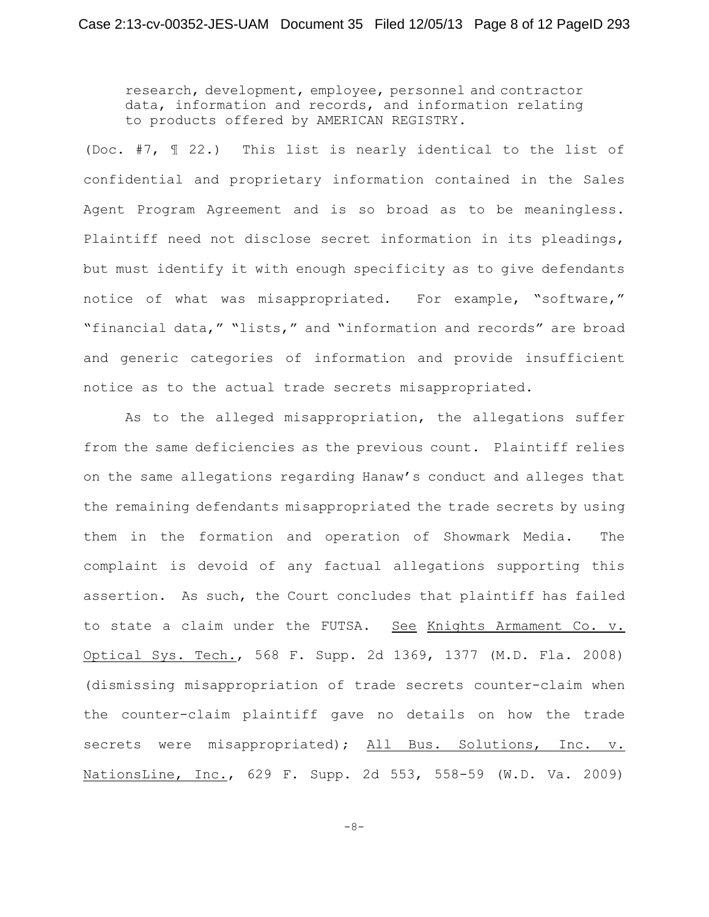> research, development, employee, personnel and contractor data, information and records, and information relating to products offered by AMERICAN REGISTRY.

(Doc. #7, ¶ 22.) This list is nearly identical to the list of confidential and proprietary information contained in the Sales Agent Program Agreement and is so broad as to be meaningless. Plaintiff need not disclose secret information in its pleadings, but must identify it with enough specificity as to give defendants notice of what was misappropriated. For example, "software," "financial data," "lists," and "information and records" are broad and generic categories of information and provide insufficient notice as to the actual trade secrets misappropriated.

As to the alleged misappropriation, the allegations suffer from the same deficiencies as the previous count. Plaintiff relies on the same allegations regarding Hanaw's conduct and alleges that the remaining defendants misappropriated the trade secrets by using them in the formation and operation of Showmark Media. The complaint is devoid of any factual allegations supporting this assertion. As such, the Court concludes that plaintiff has failed to state a claim under the FUTSA. See Knights Armament Co. v. Optical Sys. Tech., 568 F. Supp. 2d 1369, 1377 (M.D. Fla. 2008) (dismissing misappropriation of trade secrets counter-claim when the counter-claim plaintiff gave no details on how the trade secrets were misappropriated); All Bus. Solutions, Inc. v. NationsLine, Inc., 629 F. Supp. 2d 553, 558-59 (W.D. Va. 2009)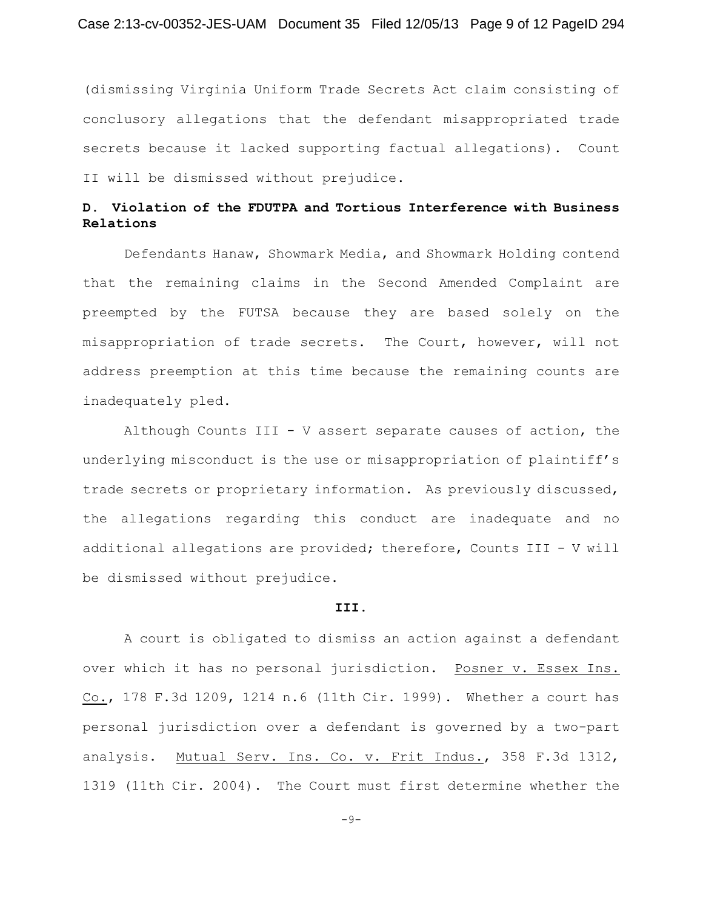(dismissing Virginia Uniform Trade Secrets Act claim consisting of conclusory allegations that the defendant misappropriated trade secrets because it lacked supporting factual allegations). Count II will be dismissed without prejudice.

**D. Violation of the FDUTPA and Tortious Interference with Business Relations**

Defendants Hanaw, Showmark Media, and Showmark Holding contend that the remaining claims in the Second Amended Complaint are preempted by the FUTSA because they are based solely on the misappropriation of trade secrets. The Court, however, will not address preemption at this time because the remaining counts are inadequately pled.

Although Counts III - V assert separate causes of action, the underlying misconduct is the use or misappropriation of plaintiff's trade secrets or proprietary information. As previously discussed, the allegations regarding this conduct are inadequate and no additional allegations are provided; therefore, Counts III - V will be dismissed without prejudice.

**III.**

A court is obligated to dismiss an action against a defendant over which it has no personal jurisdiction. Posner v. Essex Ins. Co., 178 F.3d 1209, 1214 n.6 (11th Cir. 1999). Whether a court has personal jurisdiction over a defendant is governed by a two-part analysis. Mutual Serv. Ins. Co. v. Frit Indus., 358 F.3d 1312, 1319 (11th Cir. 2004). The Court must first determine whether the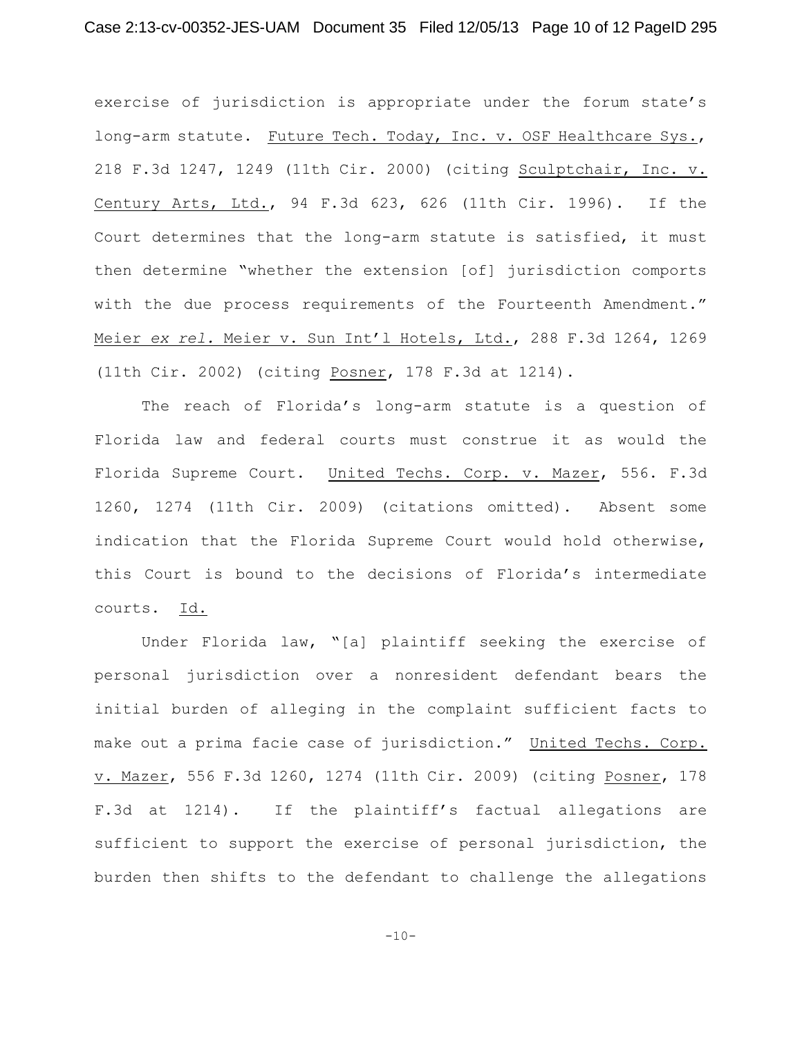exercise of jurisdiction is appropriate under the forum state's long-arm statute. Future Tech. Today, Inc. v. OSF Healthcare Sys., 218 F.3d 1247, 1249 (11th Cir. 2000) (citing Sculptchair, Inc. v. Century Arts, Ltd., 94 F.3d 623, 626 (11th Cir. 1996). If the Court determines that the long-arm statute is satisfied, it must then determine "whether the extension [of] jurisdiction comports with the due process requirements of the Fourteenth Amendment." Meier *ex rel.* Meier v. Sun Int'l Hotels, Ltd., 288 F.3d 1264, 1269 (11th Cir. 2002) (citing Posner, 178 F.3d at 1214).

The reach of Florida's long-arm statute is a question of Florida law and federal courts must construe it as would the Florida Supreme Court. United Techs. Corp. v. Mazer, 556. F.3d 1260, 1274 (11th Cir. 2009) (citations omitted). Absent some indication that the Florida Supreme Court would hold otherwise, this Court is bound to the decisions of Florida's intermediate courts. Id.

Under Florida law, "[a] plaintiff seeking the exercise of personal jurisdiction over a nonresident defendant bears the initial burden of alleging in the complaint sufficient facts to make out a prima facie case of jurisdiction." United Techs. Corp. v. Mazer, 556 F.3d 1260, 1274 (11th Cir. 2009) (citing Posner, 178 F.3d at 1214). If the plaintiff's factual allegations are sufficient to support the exercise of personal jurisdiction, the burden then shifts to the defendant to challenge the allegations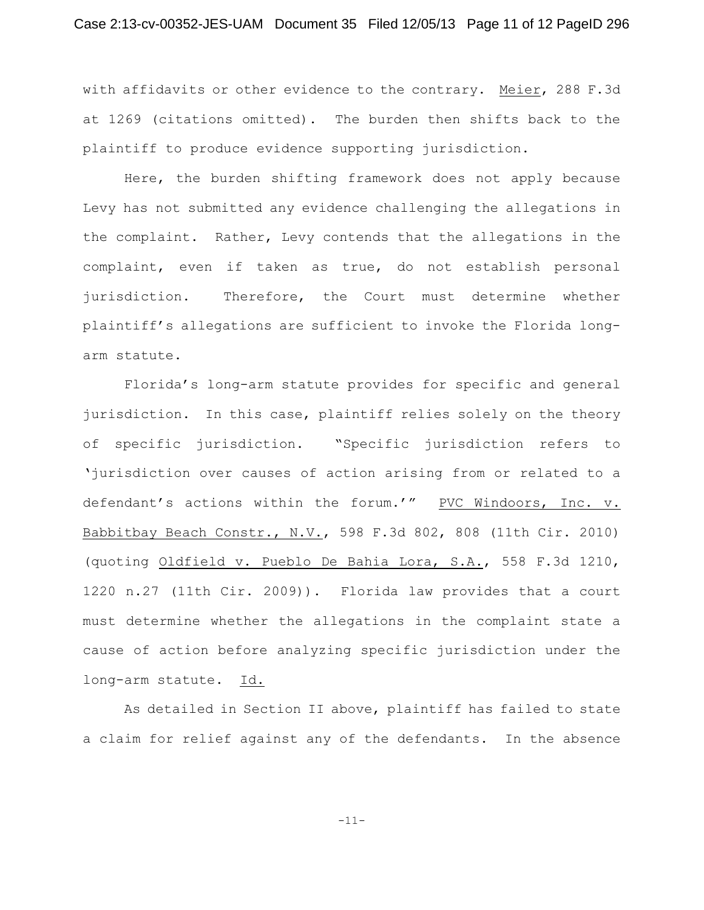with affidavits or other evidence to the contrary. Meier, 288 F.3d at 1269 (citations omitted). The burden then shifts back to the plaintiff to produce evidence supporting jurisdiction.

Here, the burden shifting framework does not apply because Levy has not submitted any evidence challenging the allegations in the complaint. Rather, Levy contends that the allegations in the complaint, even if taken as true, do not establish personal jurisdiction. Therefore, the Court must determine whether plaintiff's allegations are sufficient to invoke the Florida long-arm statute.

Florida's long-arm statute provides for specific and general jurisdiction. In this case, plaintiff relies solely on the theory of specific jurisdiction. "Specific jurisdiction refers to 'jurisdiction over causes of action arising from or related to a defendant's actions within the forum.'" PVC Windoors, Inc. v. Babbitbay Beach Constr., N.V., 598 F.3d 802, 808 (11th Cir. 2010) (quoting Oldfield v. Pueblo De Bahia Lora, S.A., 558 F.3d 1210, 1220 n.27 (11th Cir. 2009)). Florida law provides that a court must determine whether the allegations in the complaint state a cause of action before analyzing specific jurisdiction under the long-arm statute. Id.

As detailed in Section II above, plaintiff has failed to state a claim for relief against any of the defendants. In the absence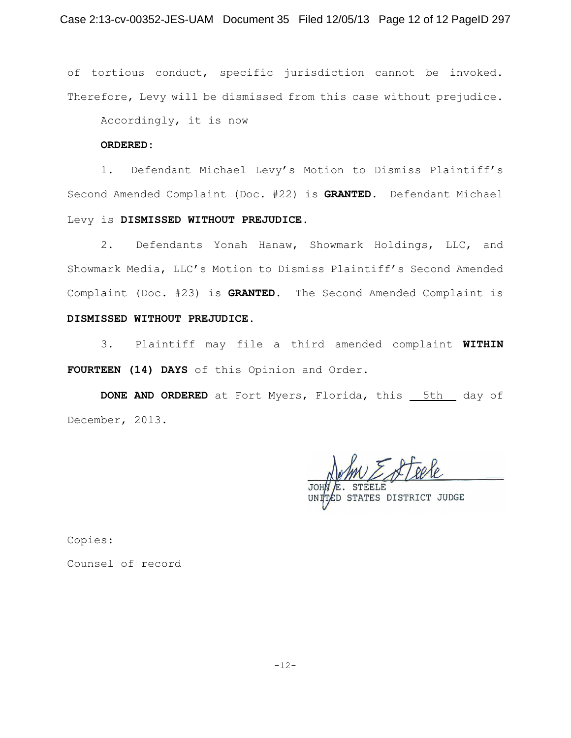of tortious conduct, specific jurisdiction cannot be invoked. Therefore, Levy will be dismissed from this case without prejudice.

Accordingly, it is now

**ORDERED:**

1. Defendant Michael Levy's Motion to Dismiss Plaintiff's Second Amended Complaint (Doc. #22) is **GRANTED.** Defendant Michael Levy is **DISMISSED WITHOUT PREJUDICE.**

2. Defendants Yonah Hanaw, Showmark Holdings, LLC, and Showmark Media, LLC's Motion to Dismiss Plaintiff's Second Amended Complaint (Doc. #23) is **GRANTED.** The Second Amended Complaint is **DISMISSED WITHOUT PREJUDICE.**

3. Plaintiff may file a third amended complaint **WITHIN FOURTEEN (14) DAYS** of this Opinion and Order.

**DONE AND ORDERED** at Fort Myers, Florida, this 5th day of December, 2013.

JOHN E. STEELE
UNITED STATES DISTRICT JUDGE

Copies:

Counsel of record